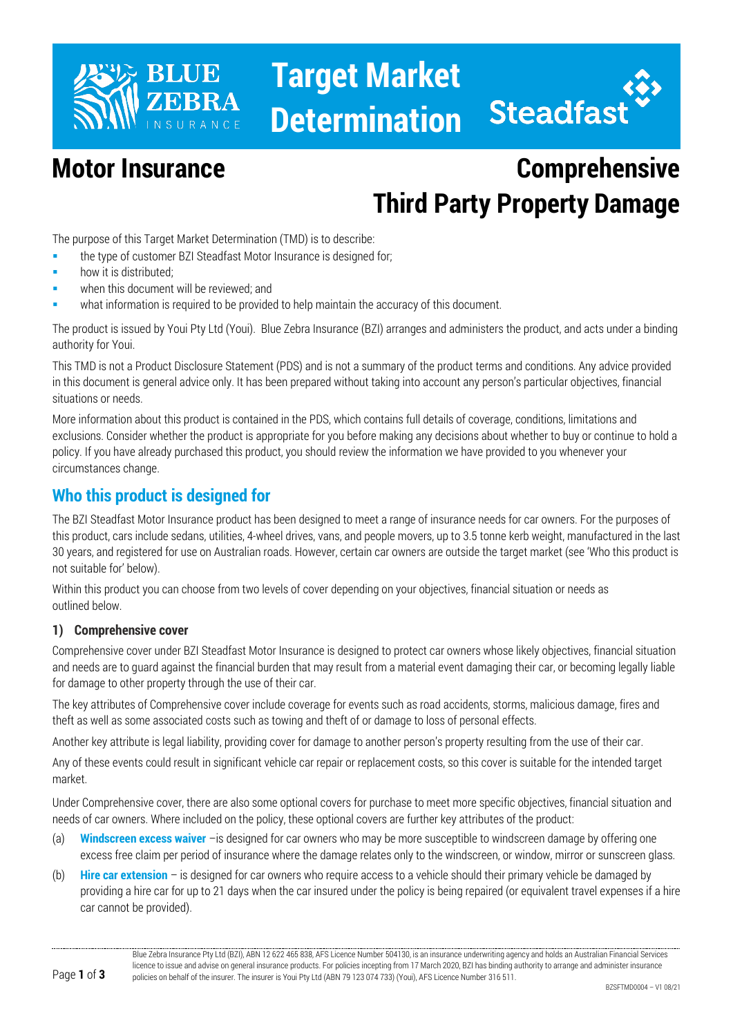# Target Market Determination

## Motor Insurance

## Comprehensive Third Party Property Damage

The purpose of this Target Market Determination (TMD) is to describe:

- the type of customer BZI Steadfast Motor Insurance is designed for;
- how it is distributed;
- when this document will be reviewed; and
- what information is required to be provided to help maintain the accuracy of this document.

The product is issued by Youi Pty Ltd (Youi). Blue Zebra Insurance (BZI) arranges and administers the product, and acts under a binding authority for Youi.

This TMD is not a Product Disclosure Statement (PDS) and is not a summary of the product terms and conditions. Any advice provided in this document is general advice only. It has been prepared without taking into account any person's particular objectives, financial situations or needs.

More information about this product is contained in the PDS, which contains full details of coverage, conditions, limitations and exclusions. Consider whether the product is appropriate for you before making any decisions about whether to buy or continue to hold a policy. If you have already purchased this product, you should review the information we have provided to you whenever your circumstances change.

## Who this product is designed for

The BZI Steadfast Motor Insurance product has been designed to meet a range of insurance needs for car owners. For the purposes of this product, cars include sedans, utilities, 4-wheel drives, vans, and people movers, up to 3.5 tonne kerb weight, manufactured in the last 30 years, and registered for use on Australian roads. However, certain car owners are outside the target market (see 'Who this product is not suitable for' below).

Within this product you can choose from two levels of cover depending on your objectives, financial situation or needs as outlined below.

### 1) Comprehensive cover

Comprehensive cover under BZI Steadfast Motor Insurance is designed to protect car owners whose likely objectives, financial situation and needs are to guard against the financial burden that may result from a material event damaging their car, or becoming legally liable for damage to other property through the use of their car.

The key attributes of Comprehensive cover include coverage for events such as road accidents, storms, malicious damage, fires and theft as well as some associated costs such as towing and theft of or damage to loss of personal effects.

Another key attribute is legal liability, providing cover for damage to another person's property resulting from the use of their car.

Any of these events could result in significant vehicle car repair or replacement costs, so this cover is suitable for the intended target market.

Under Comprehensive cover, there are also some optional covers for purchase to meet more specific objectives, financial situation and needs of car owners. Where included on the policy, these optional covers are further key attributes of the product:

(a) **Windscreen excess waiver** –is designed for car owners who may be more susceptible to windscreen damage by offering one excess free claim per period of insurance where the damage relates only to the windscreen, or window, mirror or sunscreen glass.

(b) **Hire car extension** – is designed for car owners who require access to a vehicle should their primary vehicle be damaged by providing a hire car for up to 21 days when the car insured under the policy is being repaired (or equivalent travel expenses if a hire car cannot be provided).

Blue Zebra Insurance Pty Ltd (BZI), ABN 12 622 465 838, AFS Licence Number 504130, is an insurance underwriting agency and holds an Australian Financial Services licence to issue and advise on general insurance products. For policies incepting from 17 March 2020, BZI has binding authority to arrange and administer insurance policies on behalf of the insurer. The insurer is Youi Pty Ltd (ABN 79 123 074 733) (Youi), AFS Licence Number 316 511.

BZSFTMD0004 – V1 08/21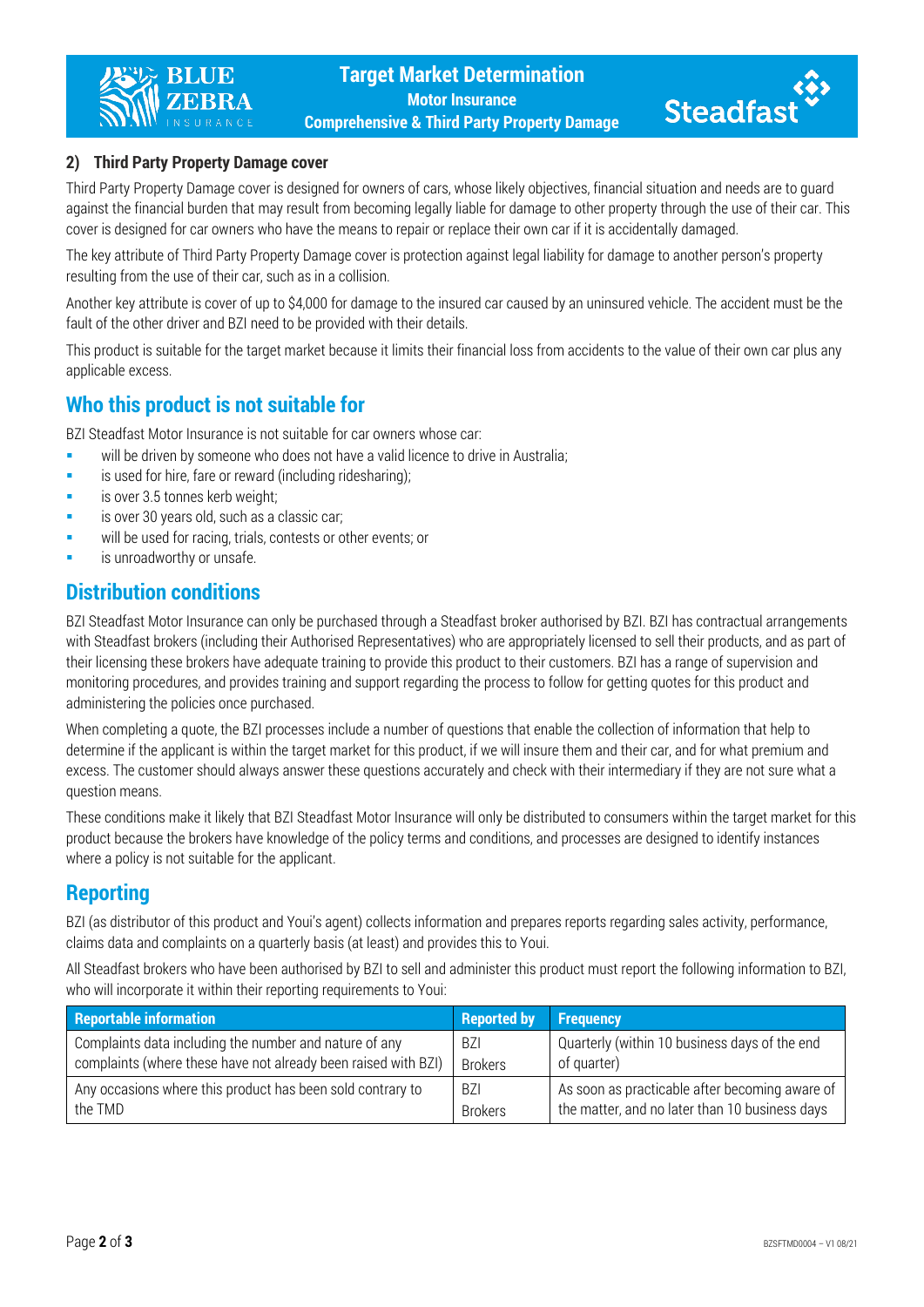### 2) Third Party Property Damage cover

Third Party Property Damage cover is designed for owners of cars, whose likely objectives, financial situation and needs are to guard against the financial burden that may result from becoming legally liable for damage to other property through the use of their car. This cover is designed for car owners who have the means to repair or replace their own car if it is accidentally damaged.

The key attribute of Third Party Property Damage cover is protection against legal liability for damage to another person's property resulting from the use of their car, such as in a collision.

Another key attribute is cover of up to $4,000 for damage to the insured car caused by an uninsured vehicle. The accident must be the fault of the other driver and BZI need to be provided with their details.

This product is suitable for the target market because it limits their financial loss from accidents to the value of their own car plus any applicable excess.

## Who this product is not suitable for

BZI Steadfast Motor Insurance is not suitable for car owners whose car:

- will be driven by someone who does not have a valid licence to drive in Australia;
- is used for hire, fare or reward (including ridesharing);
- is over 3.5 tonnes kerb weight;
- is over 30 years old, such as a classic car;
- will be used for racing, trials, contests or other events; or
- is unroadworthy or unsafe.

## Distribution conditions

BZI Steadfast Motor Insurance can only be purchased through a Steadfast broker authorised by BZI. BZI has contractual arrangements with Steadfast brokers (including their Authorised Representatives) who are appropriately licensed to sell their products, and as part of their licensing these brokers have adequate training to provide this product to their customers. BZI has a range of supervision and monitoring procedures, and provides training and support regarding the process to follow for getting quotes for this product and administering the policies once purchased.

When completing a quote, the BZI processes include a number of questions that enable the collection of information that help to determine if the applicant is within the target market for this product, if we will insure them and their car, and for what premium and excess. The customer should always answer these questions accurately and check with their intermediary if they are not sure what a question means.

These conditions make it likely that BZI Steadfast Motor Insurance will only be distributed to consumers within the target market for this product because the brokers have knowledge of the policy terms and conditions, and processes are designed to identify instances where a policy is not suitable for the applicant.

## Reporting

BZI (as distributor of this product and Youi's agent) collects information and prepares reports regarding sales activity, performance, claims data and complaints on a quarterly basis (at least) and provides this to Youi.

All Steadfast brokers who have been authorised by BZI to sell and administer this product must report the following information to BZI, who will incorporate it within their reporting requirements to Youi:

| Reportable information | Reported by | Frequency |
| --- | --- | --- |
| Complaints data including the number and nature of any complaints (where these have not already been raised with BZI) | BZI Brokers | Quarterly (within 10 business days of the end of quarter) |
| Any occasions where this product has been sold contrary to the TMD | BZI Brokers | As soon as practicable after becoming aware of the matter, and no later than 10 business days |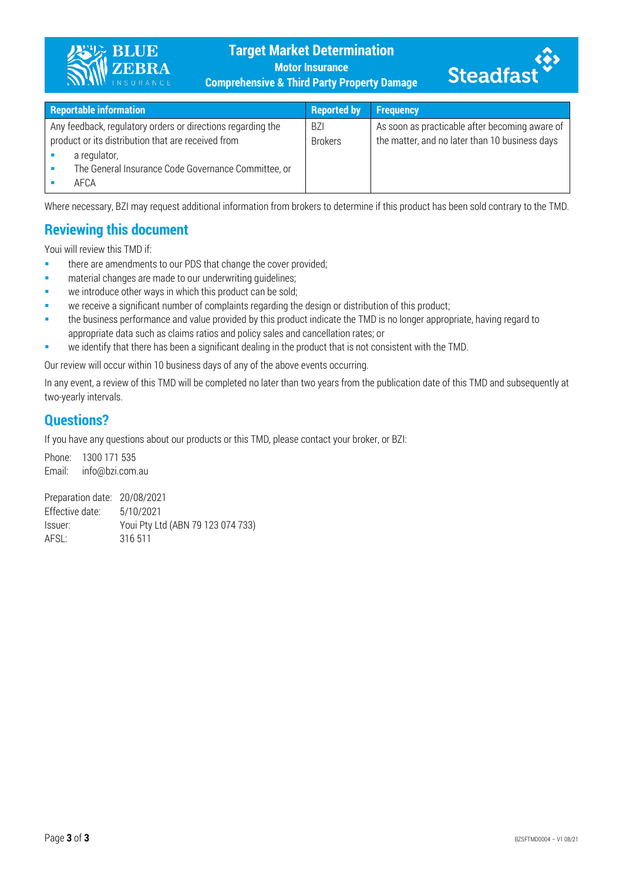| Reportable information | Reported by | Frequency |
|---|---|---|
| Any feedback, regulatory orders or directions regarding the product or its distribution that are received from<br>- a regulator,<br>- The General Insurance Code Governance Committee, or<br>- AFCA | BZI<br>Brokers | As soon as practicable after becoming aware of the matter, and no later than 10 business days |

Where necessary, BZI may request additional information from brokers to determine if this product has been sold contrary to the TMD.

## Reviewing this document

Youi will review this TMD if:

- there are amendments to our PDS that change the cover provided;
- material changes are made to our underwriting guidelines;
- we introduce other ways in which this product can be sold;
- we receive a significant number of complaints regarding the design or distribution of this product;
- the business performance and value provided by this product indicate the TMD is no longer appropriate, having regard to appropriate data such as claims ratios and policy sales and cancellation rates; or
- we identify that there has been a significant dealing in the product that is not consistent with the TMD.

Our review will occur within 10 business days of any of the above events occurring.

In any event, a review of this TMD will be completed no later than two years from the publication date of this TMD and subsequently at two-yearly intervals.

## Questions?

If you have any questions about our products or this TMD, please contact your broker, or BZI:

Phone: 1300 171 535
Email: info@bzi.com.au

Preparation date: 20/08/2021
Effective date: 5/10/2021
Issuer: Youi Pty Ltd (ABN 79 123 074 733)
AFSL: 316 511